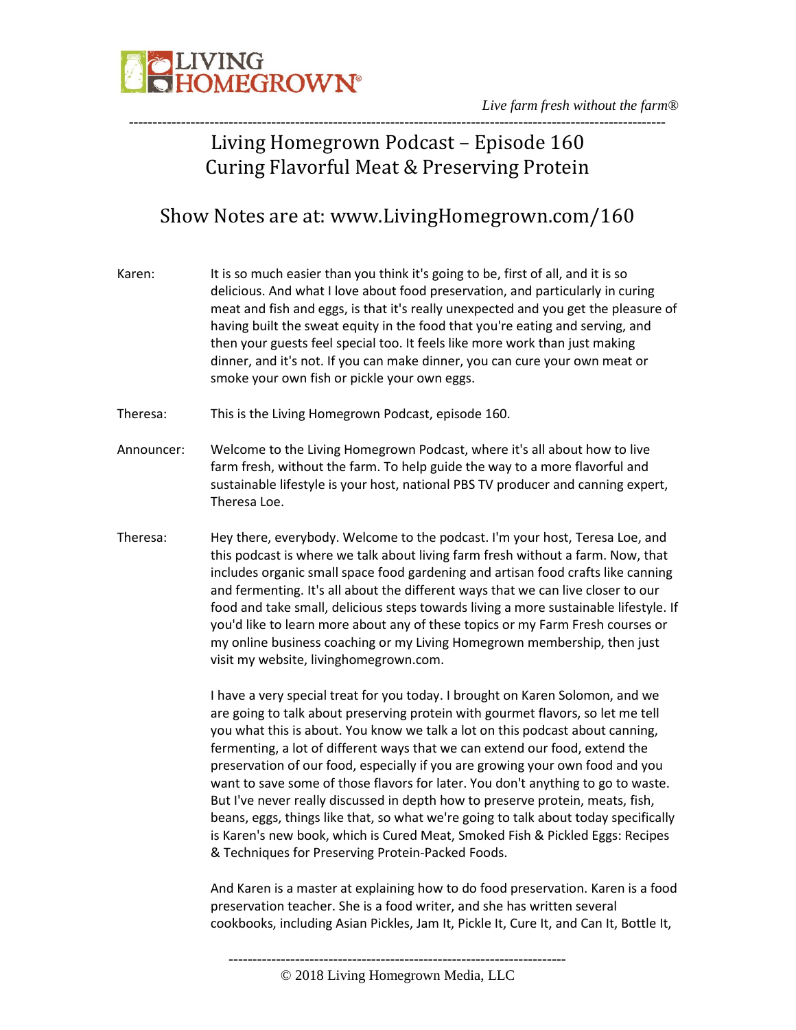LIVING HOMEGROWN®

*Live farm fresh without the farm®*

# Living Homegrown Podcast – Episode 160
# Curing Flavorful Meat & Preserving Protein

## Show Notes are at: www.LivingHomegrown.com/160

Karen: It is so much easier than you think it's going to be, first of all, and it is so delicious. And what I love about food preservation, and particularly in curing meat and fish and eggs, is that it's really unexpected and you get the pleasure of having built the sweat equity in the food that you're eating and serving, and then your guests feel special too. It feels like more work than just making dinner, and it's not. If you can make dinner, you can cure your own meat or smoke your own fish or pickle your own eggs.

Theresa: This is the Living Homegrown Podcast, episode 160.

Announcer: Welcome to the Living Homegrown Podcast, where it's all about how to live farm fresh, without the farm. To help guide the way to a more flavorful and sustainable lifestyle is your host, national PBS TV producer and canning expert, Theresa Loe.

Theresa: Hey there, everybody. Welcome to the podcast. I'm your host, Teresa Loe, and this podcast is where we talk about living farm fresh without a farm. Now, that includes organic small space food gardening and artisan food crafts like canning and fermenting. It's all about the different ways that we can live closer to our food and take small, delicious steps towards living a more sustainable lifestyle. If you'd like to learn more about any of these topics or my Farm Fresh courses or my online business coaching or my Living Homegrown membership, then just visit my website, livinghomegrown.com.

I have a very special treat for you today. I brought on Karen Solomon, and we are going to talk about preserving protein with gourmet flavors, so let me tell you what this is about. You know we talk a lot on this podcast about canning, fermenting, a lot of different ways that we can extend our food, extend the preservation of our food, especially if you are growing your own food and you want to save some of those flavors for later. You don't anything to go to waste. But I've never really discussed in depth how to preserve protein, meats, fish, beans, eggs, things like that, so what we're going to talk about today specifically is Karen's new book, which is Cured Meat, Smoked Fish & Pickled Eggs: Recipes & Techniques for Preserving Protein-Packed Foods.

And Karen is a master at explaining how to do food preservation. Karen is a food preservation teacher. She is a food writer, and she has written several cookbooks, including Asian Pickles, Jam It, Pickle It, Cure It, and Can It, Bottle It,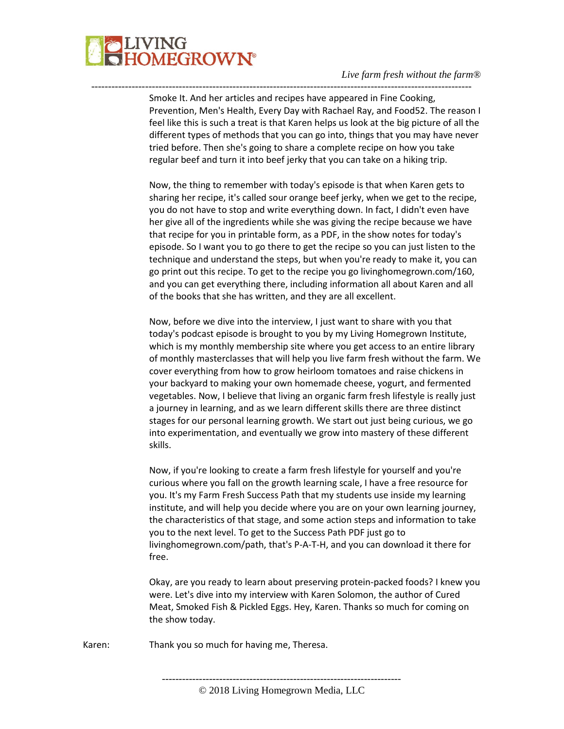Smoke It. And her articles and recipes have appeared in Fine Cooking, Prevention, Men's Health, Every Day with Rachael Ray, and Food52. The reason I feel like this is such a treat is that Karen helps us look at the big picture of all the different types of methods that you can go into, things that you may have never tried before. Then she's going to share a complete recipe on how you take regular beef and turn it into beef jerky that you can take on a hiking trip.

Now, the thing to remember with today's episode is that when Karen gets to sharing her recipe, it's called sour orange beef jerky, when we get to the recipe, you do not have to stop and write everything down. In fact, I didn't even have her give all of the ingredients while she was giving the recipe because we have that recipe for you in printable form, as a PDF, in the show notes for today's episode. So I want you to go there to get the recipe so you can just listen to the technique and understand the steps, but when you're ready to make it, you can go print out this recipe. To get to the recipe you go livinghomegrown.com/160, and you can get everything there, including information all about Karen and all of the books that she has written, and they are all excellent.

Now, before we dive into the interview, I just want to share with you that today's podcast episode is brought to you by my Living Homegrown Institute, which is my monthly membership site where you get access to an entire library of monthly masterclasses that will help you live farm fresh without the farm. We cover everything from how to grow heirloom tomatoes and raise chickens in your backyard to making your own homemade cheese, yogurt, and fermented vegetables. Now, I believe that living an organic farm fresh lifestyle is really just a journey in learning, and as we learn different skills there are three distinct stages for our personal learning growth. We start out just being curious, we go into experimentation, and eventually we grow into mastery of these different skills.

Now, if you're looking to create a farm fresh lifestyle for yourself and you're curious where you fall on the growth learning scale, I have a free resource for you. It's my Farm Fresh Success Path that my students use inside my learning institute, and will help you decide where you are on your own learning journey, the characteristics of that stage, and some action steps and information to take you to the next level. To get to the Success Path PDF just go to livinghomegrown.com/path, that's P-A-T-H, and you can download it there for free.

Okay, are you ready to learn about preserving protein-packed foods? I knew you were. Let's dive into my interview with Karen Solomon, the author of Cured Meat, Smoked Fish & Pickled Eggs. Hey, Karen. Thanks so much for coming on the show today.

Karen: Thank you so much for having me, Theresa.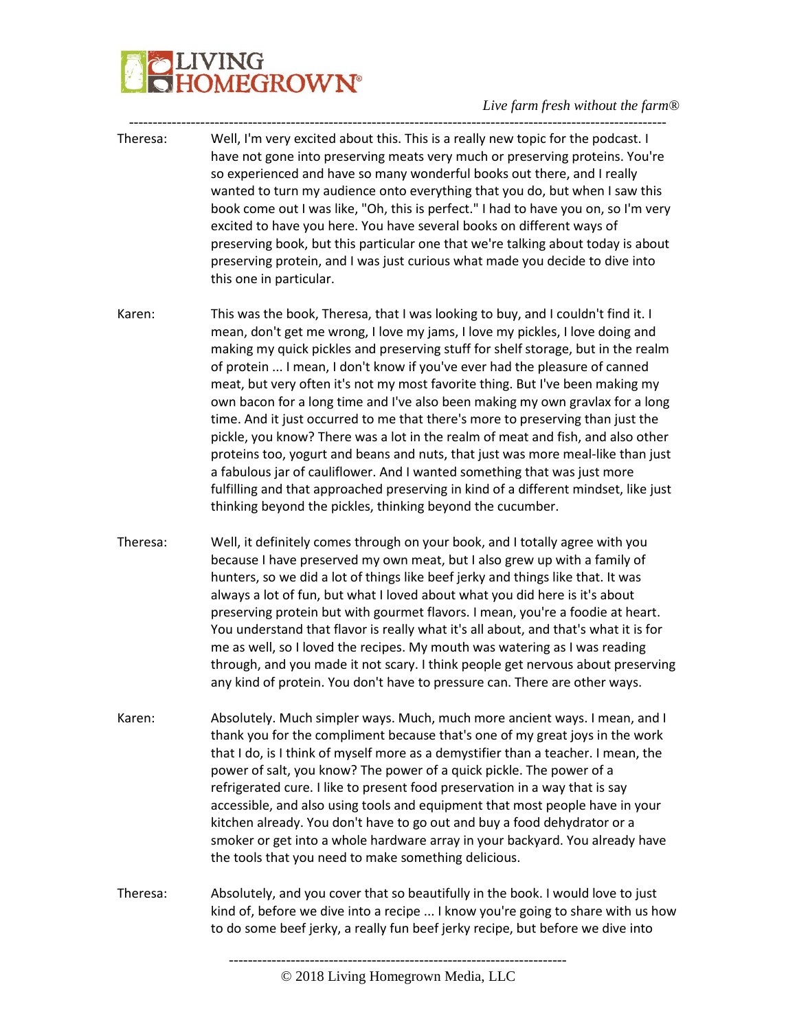Theresa: Well, I'm very excited about this. This is a really new topic for the podcast. I have not gone into preserving meats very much or preserving proteins. You're so experienced and have so many wonderful books out there, and I really wanted to turn my audience onto everything that you do, but when I saw this book come out I was like, "Oh, this is perfect." I had to have you on, so I'm very excited to have you here. You have several books on different ways of preserving book, but this particular one that we're talking about today is about preserving protein, and I was just curious what made you decide to dive into this one in particular.

Karen: This was the book, Theresa, that I was looking to buy, and I couldn't find it. I mean, don't get me wrong, I love my jams, I love my pickles, I love doing and making my quick pickles and preserving stuff for shelf storage, but in the realm of protein ... I mean, I don't know if you've ever had the pleasure of canned meat, but very often it's not my most favorite thing. But I've been making my own bacon for a long time and I've also been making my own gravlax for a long time. And it just occurred to me that there's more to preserving than just the pickle, you know? There was a lot in the realm of meat and fish, and also other proteins too, yogurt and beans and nuts, that just was more meal-like than just a fabulous jar of cauliflower. And I wanted something that was just more fulfilling and that approached preserving in kind of a different mindset, like just thinking beyond the pickles, thinking beyond the cucumber.

Theresa: Well, it definitely comes through on your book, and I totally agree with you because I have preserved my own meat, but I also grew up with a family of hunters, so we did a lot of things like beef jerky and things like that. It was always a lot of fun, but what I loved about what you did here is it's about preserving protein but with gourmet flavors. I mean, you're a foodie at heart. You understand that flavor is really what it's all about, and that's what it is for me as well, so I loved the recipes. My mouth was watering as I was reading through, and you made it not scary. I think people get nervous about preserving any kind of protein. You don't have to pressure can. There are other ways.

Karen: Absolutely. Much simpler ways. Much, much more ancient ways. I mean, and I thank you for the compliment because that's one of my great joys in the work that I do, is I think of myself more as a demystifier than a teacher. I mean, the power of salt, you know? The power of a quick pickle. The power of a refrigerated cure. I like to present food preservation in a way that is say accessible, and also using tools and equipment that most people have in your kitchen already. You don't have to go out and buy a food dehydrator or a smoker or get into a whole hardware array in your backyard. You already have the tools that you need to make something delicious.

Theresa: Absolutely, and you cover that so beautifully in the book. I would love to just kind of, before we dive into a recipe ... I know you're going to share with us how to do some beef jerky, a really fun beef jerky recipe, but before we dive into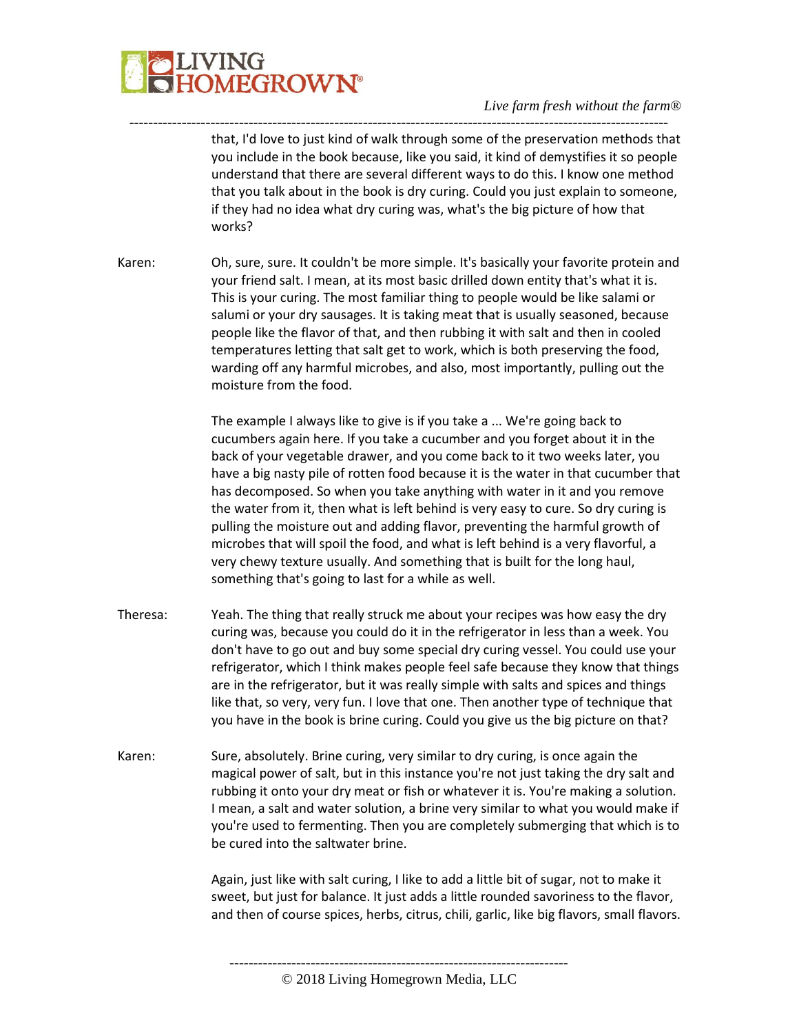that, I'd love to just kind of walk through some of the preservation methods that you include in the book because, like you said, it kind of demystifies it so people understand that there are several different ways to do this. I know one method that you talk about in the book is dry curing. Could you just explain to someone, if they had no idea what dry curing was, what's the big picture of how that works?

Karen: Oh, sure, sure. It couldn't be more simple. It's basically your favorite protein and your friend salt. I mean, at its most basic drilled down entity that's what it is. This is your curing. The most familiar thing to people would be like salami or salumi or your dry sausages. It is taking meat that is usually seasoned, because people like the flavor of that, and then rubbing it with salt and then in cooled temperatures letting that salt get to work, which is both preserving the food, warding off any harmful microbes, and also, most importantly, pulling out the moisture from the food.

The example I always like to give is if you take a ... We're going back to cucumbers again here. If you take a cucumber and you forget about it in the back of your vegetable drawer, and you come back to it two weeks later, you have a big nasty pile of rotten food because it is the water in that cucumber that has decomposed. So when you take anything with water in it and you remove the water from it, then what is left behind is very easy to cure. So dry curing is pulling the moisture out and adding flavor, preventing the harmful growth of microbes that will spoil the food, and what is left behind is a very flavorful, a very chewy texture usually. And something that is built for the long haul, something that's going to last for a while as well.

Theresa: Yeah. The thing that really struck me about your recipes was how easy the dry curing was, because you could do it in the refrigerator in less than a week. You don't have to go out and buy some special dry curing vessel. You could use your refrigerator, which I think makes people feel safe because they know that things are in the refrigerator, but it was really simple with salts and spices and things like that, so very, very fun. I love that one. Then another type of technique that you have in the book is brine curing. Could you give us the big picture on that?

Karen: Sure, absolutely. Brine curing, very similar to dry curing, is once again the magical power of salt, but in this instance you're not just taking the dry salt and rubbing it onto your dry meat or fish or whatever it is. You're making a solution. I mean, a salt and water solution, a brine very similar to what you would make if you're used to fermenting. Then you are completely submerging that which is to be cured into the saltwater brine.

Again, just like with salt curing, I like to add a little bit of sugar, not to make it sweet, but just for balance. It just adds a little rounded savoriness to the flavor, and then of course spices, herbs, citrus, chili, garlic, like big flavors, small flavors.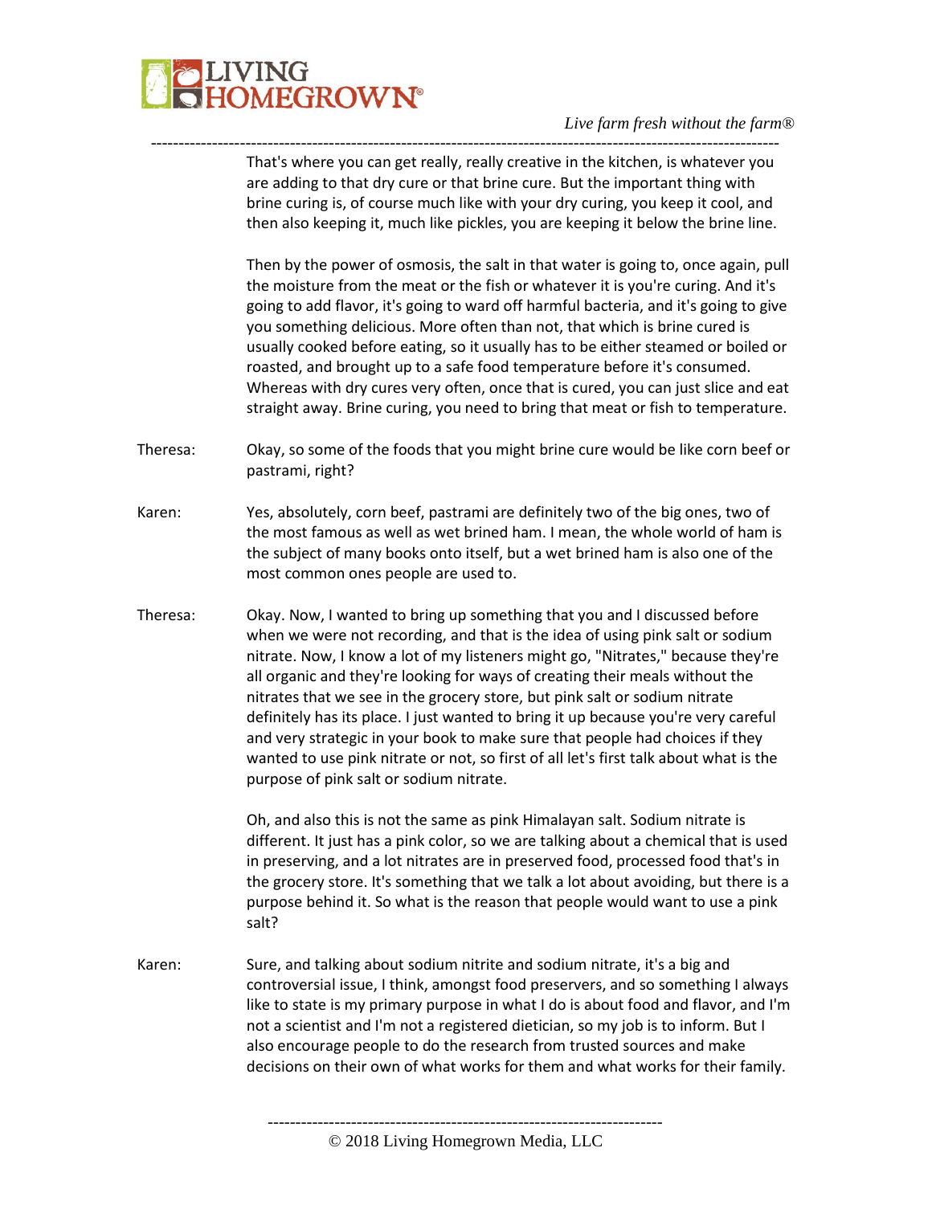That's where you can get really, really creative in the kitchen, is whatever you are adding to that dry cure or that brine cure. But the important thing with brine curing is, of course much like with your dry curing, you keep it cool, and then also keeping it, much like pickles, you are keeping it below the brine line.

Then by the power of osmosis, the salt in that water is going to, once again, pull the moisture from the meat or the fish or whatever it is you're curing. And it's going to add flavor, it's going to ward off harmful bacteria, and it's going to give you something delicious. More often than not, that which is brine cured is usually cooked before eating, so it usually has to be either steamed or boiled or roasted, and brought up to a safe food temperature before it's consumed. Whereas with dry cures very often, once that is cured, you can just slice and eat straight away. Brine curing, you need to bring that meat or fish to temperature.

Theresa: Okay, so some of the foods that you might brine cure would be like corn beef or pastrami, right?

Karen: Yes, absolutely, corn beef, pastrami are definitely two of the big ones, two of the most famous as well as wet brined ham. I mean, the whole world of ham is the subject of many books onto itself, but a wet brined ham is also one of the most common ones people are used to.

Theresa: Okay. Now, I wanted to bring up something that you and I discussed before when we were not recording, and that is the idea of using pink salt or sodium nitrate. Now, I know a lot of my listeners might go, "Nitrates," because they're all organic and they're looking for ways of creating their meals without the nitrates that we see in the grocery store, but pink salt or sodium nitrate definitely has its place. I just wanted to bring it up because you're very careful and very strategic in your book to make sure that people had choices if they wanted to use pink nitrate or not, so first of all let's first talk about what is the purpose of pink salt or sodium nitrate.

Oh, and also this is not the same as pink Himalayan salt. Sodium nitrate is different. It just has a pink color, so we are talking about a chemical that is used in preserving, and a lot nitrates are in preserved food, processed food that's in the grocery store. It's something that we talk a lot about avoiding, but there is a purpose behind it. So what is the reason that people would want to use a pink salt?

Karen: Sure, and talking about sodium nitrite and sodium nitrate, it's a big and controversial issue, I think, amongst food preservers, and so something I always like to state is my primary purpose in what I do is about food and flavor, and I'm not a scientist and I'm not a registered dietician, so my job is to inform. But I also encourage people to do the research from trusted sources and make decisions on their own of what works for them and what works for their family.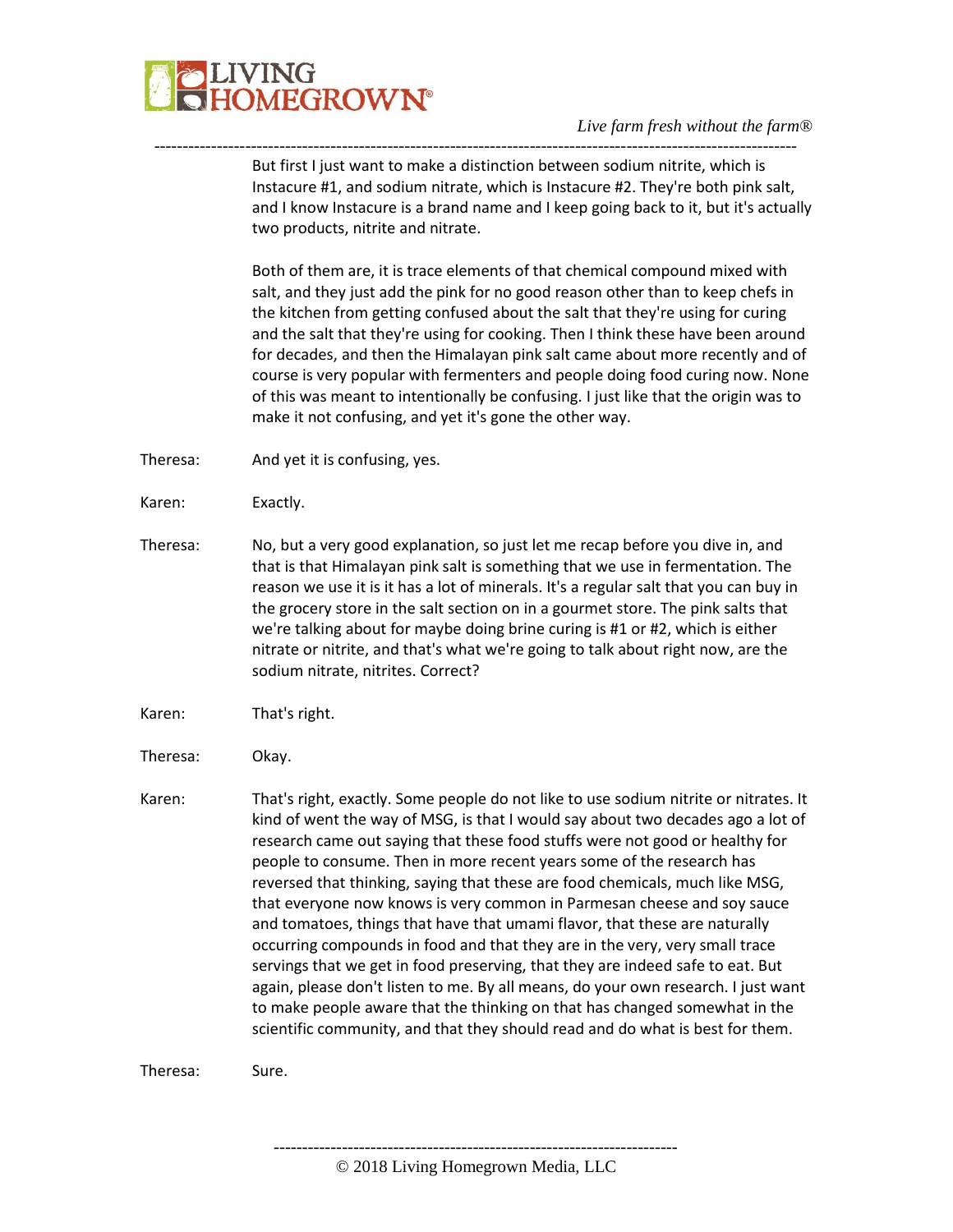But first I just want to make a distinction between sodium nitrite, which is Instacure #1, and sodium nitrate, which is Instacure #2. They're both pink salt, and I know Instacure is a brand name and I keep going back to it, but it's actually two products, nitrite and nitrate.

Both of them are, it is trace elements of that chemical compound mixed with salt, and they just add the pink for no good reason other than to keep chefs in the kitchen from getting confused about the salt that they're using for curing and the salt that they're using for cooking. Then I think these have been around for decades, and then the Himalayan pink salt came about more recently and of course is very popular with fermenters and people doing food curing now. None of this was meant to intentionally be confusing. I just like that the origin was to make it not confusing, and yet it's gone the other way.

Theresa: And yet it is confusing, yes.

Karen: Exactly.

Theresa: No, but a very good explanation, so just let me recap before you dive in, and that is that Himalayan pink salt is something that we use in fermentation. The reason we use it is it has a lot of minerals. It's a regular salt that you can buy in the grocery store in the salt section on in a gourmet store. The pink salts that we're talking about for maybe doing brine curing is #1 or #2, which is either nitrate or nitrite, and that's what we're going to talk about right now, are the sodium nitrate, nitrites. Correct?

Karen: That's right.

Theresa: Okay.

Karen: That's right, exactly. Some people do not like to use sodium nitrite or nitrates. It kind of went the way of MSG, is that I would say about two decades ago a lot of research came out saying that these food stuffs were not good or healthy for people to consume. Then in more recent years some of the research has reversed that thinking, saying that these are food chemicals, much like MSG, that everyone now knows is very common in Parmesan cheese and soy sauce and tomatoes, things that have that umami flavor, that these are naturally occurring compounds in food and that they are in the very, very small trace servings that we get in food preserving, that they are indeed safe to eat. But again, please don't listen to me. By all means, do your own research. I just want to make people aware that the thinking on that has changed somewhat in the scientific community, and that they should read and do what is best for them.

Theresa: Sure.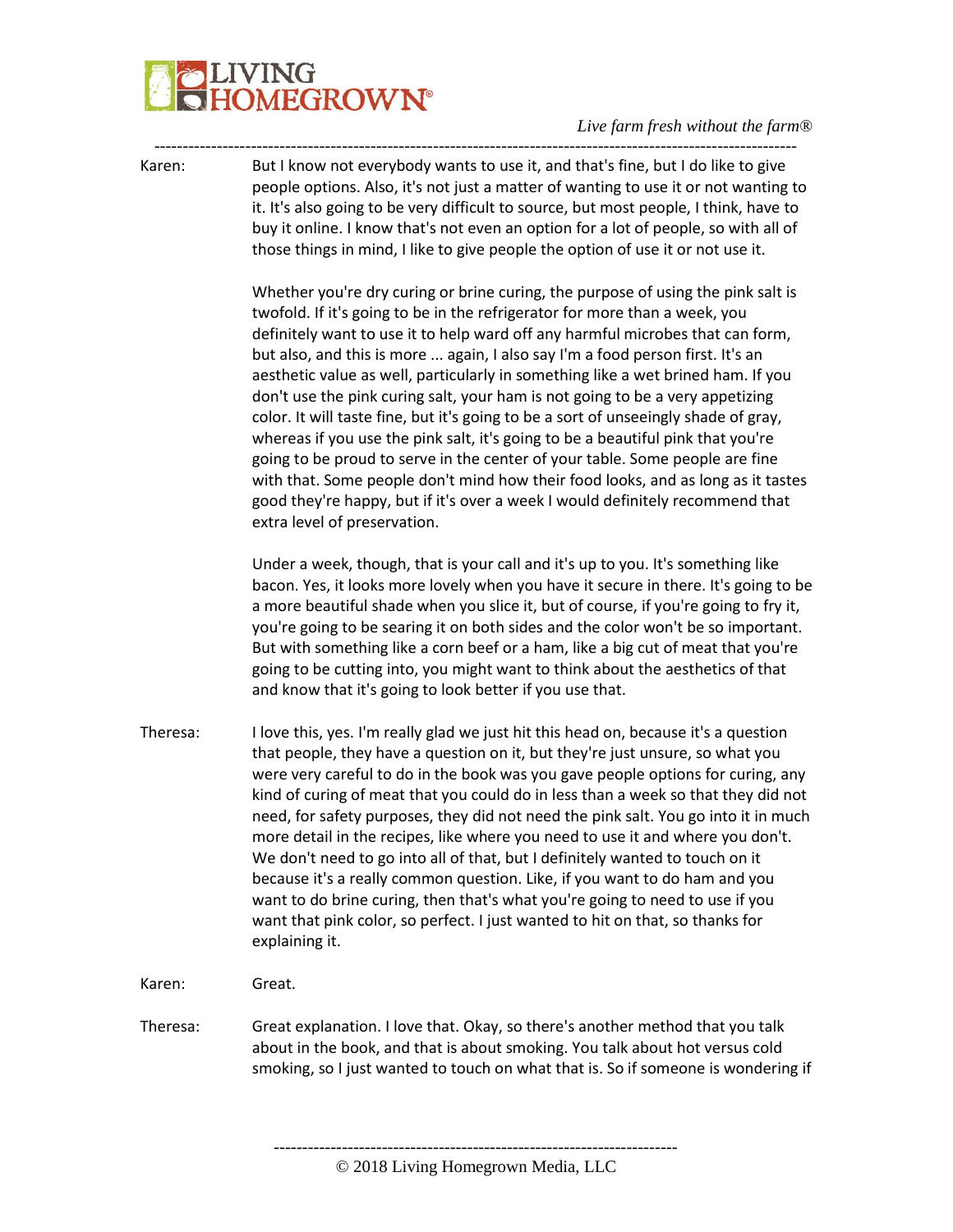Karen: But I know not everybody wants to use it, and that's fine, but I do like to give people options. Also, it's not just a matter of wanting to use it or not wanting to it. It's also going to be very difficult to source, but most people, I think, have to buy it online. I know that's not even an option for a lot of people, so with all of those things in mind, I like to give people the option of use it or not use it.

Whether you're dry curing or brine curing, the purpose of using the pink salt is twofold. If it's going to be in the refrigerator for more than a week, you definitely want to use it to help ward off any harmful microbes that can form, but also, and this is more ... again, I also say I'm a food person first. It's an aesthetic value as well, particularly in something like a wet brined ham. If you don't use the pink curing salt, your ham is not going to be a very appetizing color. It will taste fine, but it's going to be a sort of unseeingly shade of gray, whereas if you use the pink salt, it's going to be a beautiful pink that you're going to be proud to serve in the center of your table. Some people are fine with that. Some people don't mind how their food looks, and as long as it tastes good they're happy, but if it's over a week I would definitely recommend that extra level of preservation.

Under a week, though, that is your call and it's up to you. It's something like bacon. Yes, it looks more lovely when you have it secure in there. It's going to be a more beautiful shade when you slice it, but of course, if you're going to fry it, you're going to be searing it on both sides and the color won't be so important. But with something like a corn beef or a ham, like a big cut of meat that you're going to be cutting into, you might want to think about the aesthetics of that and know that it's going to look better if you use that.

Theresa: I love this, yes. I'm really glad we just hit this head on, because it's a question that people, they have a question on it, but they're just unsure, so what you were very careful to do in the book was you gave people options for curing, any kind of curing of meat that you could do in less than a week so that they did not need, for safety purposes, they did not need the pink salt. You go into it in much more detail in the recipes, like where you need to use it and where you don't. We don't need to go into all of that, but I definitely wanted to touch on it because it's a really common question. Like, if you want to do ham and you want to do brine curing, then that's what you're going to need to use if you want that pink color, so perfect. I just wanted to hit on that, so thanks for explaining it.

Karen: Great.

Theresa: Great explanation. I love that. Okay, so there's another method that you talk about in the book, and that is about smoking. You talk about hot versus cold smoking, so I just wanted to touch on what that is. So if someone is wondering if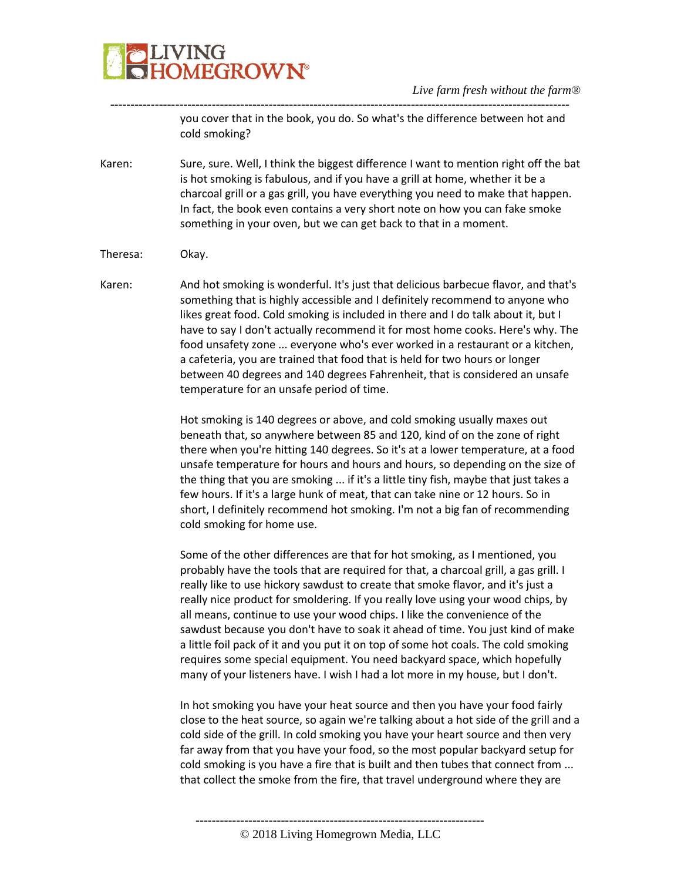you cover that in the book, you do. So what's the difference between hot and cold smoking?

Karen: Sure, sure. Well, I think the biggest difference I want to mention right off the bat is hot smoking is fabulous, and if you have a grill at home, whether it be a charcoal grill or a gas grill, you have everything you need to make that happen. In fact, the book even contains a very short note on how you can fake smoke something in your oven, but we can get back to that in a moment.

Theresa: Okay.

Karen: And hot smoking is wonderful. It's just that delicious barbecue flavor, and that's something that is highly accessible and I definitely recommend to anyone who likes great food. Cold smoking is included in there and I do talk about it, but I have to say I don't actually recommend it for most home cooks. Here's why. The food unsafety zone ... everyone who's ever worked in a restaurant or a kitchen, a cafeteria, you are trained that food that is held for two hours or longer between 40 degrees and 140 degrees Fahrenheit, that is considered an unsafe temperature for an unsafe period of time.

Hot smoking is 140 degrees or above, and cold smoking usually maxes out beneath that, so anywhere between 85 and 120, kind of on the zone of right there when you're hitting 140 degrees. So it's at a lower temperature, at a food unsafe temperature for hours and hours and hours, so depending on the size of the thing that you are smoking ... if it's a little tiny fish, maybe that just takes a few hours. If it's a large hunk of meat, that can take nine or 12 hours. So in short, I definitely recommend hot smoking. I'm not a big fan of recommending cold smoking for home use.

Some of the other differences are that for hot smoking, as I mentioned, you probably have the tools that are required for that, a charcoal grill, a gas grill. I really like to use hickory sawdust to create that smoke flavor, and it's just a really nice product for smoldering. If you really love using your wood chips, by all means, continue to use your wood chips. I like the convenience of the sawdust because you don't have to soak it ahead of time. You just kind of make a little foil pack of it and you put it on top of some hot coals. The cold smoking requires some special equipment. You need backyard space, which hopefully many of your listeners have. I wish I had a lot more in my house, but I don't.

In hot smoking you have your heat source and then you have your food fairly close to the heat source, so again we're talking about a hot side of the grill and a cold side of the grill. In cold smoking you have your heart source and then very far away from that you have your food, so the most popular backyard setup for cold smoking is you have a fire that is built and then tubes that connect from ... that collect the smoke from the fire, that travel underground where they are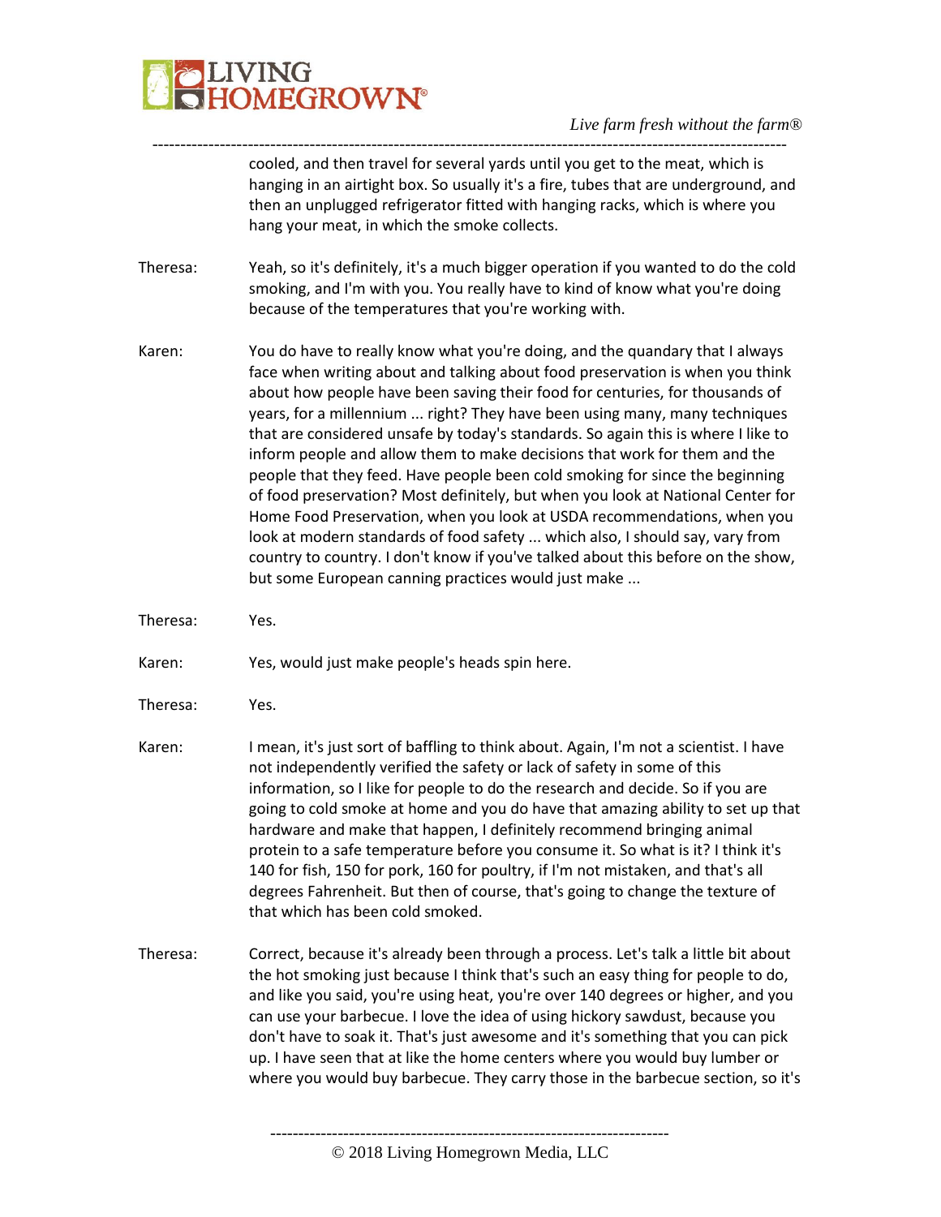cooled, and then travel for several yards until you get to the meat, which is hanging in an airtight box. So usually it's a fire, tubes that are underground, and then an unplugged refrigerator fitted with hanging racks, which is where you hang your meat, in which the smoke collects.

Theresa: Yeah, so it's definitely, it's a much bigger operation if you wanted to do the cold smoking, and I'm with you. You really have to kind of know what you're doing because of the temperatures that you're working with.

Karen: You do have to really know what you're doing, and the quandary that I always face when writing about and talking about food preservation is when you think about how people have been saving their food for centuries, for thousands of years, for a millennium ... right? They have been using many, many techniques that are considered unsafe by today's standards. So again this is where I like to inform people and allow them to make decisions that work for them and the people that they feed. Have people been cold smoking for since the beginning of food preservation? Most definitely, but when you look at National Center for Home Food Preservation, when you look at USDA recommendations, when you look at modern standards of food safety ... which also, I should say, vary from country to country. I don't know if you've talked about this before on the show, but some European canning practices would just make ...

Theresa: Yes.

Karen: Yes, would just make people's heads spin here.

Theresa: Yes.

Karen: I mean, it's just sort of baffling to think about. Again, I'm not a scientist. I have not independently verified the safety or lack of safety in some of this information, so I like for people to do the research and decide. So if you are going to cold smoke at home and you do have that amazing ability to set up that hardware and make that happen, I definitely recommend bringing animal protein to a safe temperature before you consume it. So what is it? I think it's 140 for fish, 150 for pork, 160 for poultry, if I'm not mistaken, and that's all degrees Fahrenheit. But then of course, that's going to change the texture of that which has been cold smoked.

Theresa: Correct, because it's already been through a process. Let's talk a little bit about the hot smoking just because I think that's such an easy thing for people to do, and like you said, you're using heat, you're over 140 degrees or higher, and you can use your barbecue. I love the idea of using hickory sawdust, because you don't have to soak it. That's just awesome and it's something that you can pick up. I have seen that at like the home centers where you would buy lumber or where you would buy barbecue. They carry those in the barbecue section, so it's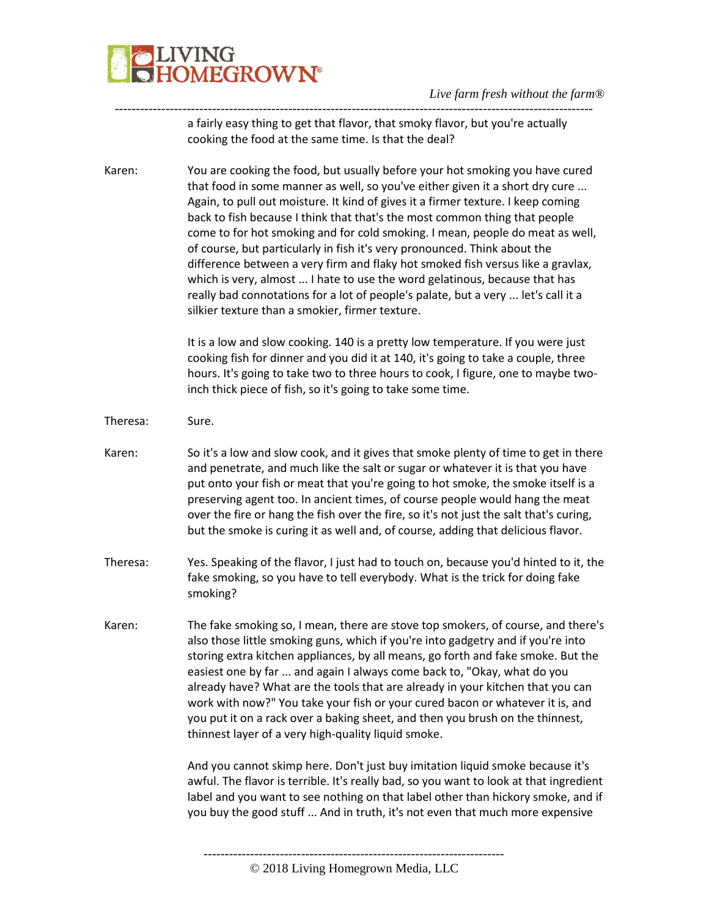a fairly easy thing to get that flavor, that smoky flavor, but you're actually cooking the food at the same time. Is that the deal?

Karen: You are cooking the food, but usually before your hot smoking you have cured that food in some manner as well, so you've either given it a short dry cure ... Again, to pull out moisture. It kind of gives it a firmer texture. I keep coming back to fish because I think that that's the most common thing that people come to for hot smoking and for cold smoking. I mean, people do meat as well, of course, but particularly in fish it's very pronounced. Think about the difference between a very firm and flaky hot smoked fish versus like a gravlax, which is very, almost ... I hate to use the word gelatinous, because that has really bad connotations for a lot of people's palate, but a very ... let's call it a silkier texture than a smokier, firmer texture.

It is a low and slow cooking. 140 is a pretty low temperature. If you were just cooking fish for dinner and you did it at 140, it's going to take a couple, three hours. It's going to take two to three hours to cook, I figure, one to maybe two-inch thick piece of fish, so it's going to take some time.

Theresa: Sure.

Karen: So it's a low and slow cook, and it gives that smoke plenty of time to get in there and penetrate, and much like the salt or sugar or whatever it is that you have put onto your fish or meat that you're going to hot smoke, the smoke itself is a preserving agent too. In ancient times, of course people would hang the meat over the fire or hang the fish over the fire, so it's not just the salt that's curing, but the smoke is curing it as well and, of course, adding that delicious flavor.

Theresa: Yes. Speaking of the flavor, I just had to touch on, because you'd hinted to it, the fake smoking, so you have to tell everybody. What is the trick for doing fake smoking?

Karen: The fake smoking so, I mean, there are stove top smokers, of course, and there's also those little smoking guns, which if you're into gadgetry and if you're into storing extra kitchen appliances, by all means, go forth and fake smoke. But the easiest one by far ... and again I always come back to, "Okay, what do you already have? What are the tools that are already in your kitchen that you can work with now?" You take your fish or your cured bacon or whatever it is, and you put it on a rack over a baking sheet, and then you brush on the thinnest, thinnest layer of a very high-quality liquid smoke.

And you cannot skimp here. Don't just buy imitation liquid smoke because it's awful. The flavor is terrible. It's really bad, so you want to look at that ingredient label and you want to see nothing on that label other than hickory smoke, and if you buy the good stuff ... And in truth, it's not even that much more expensive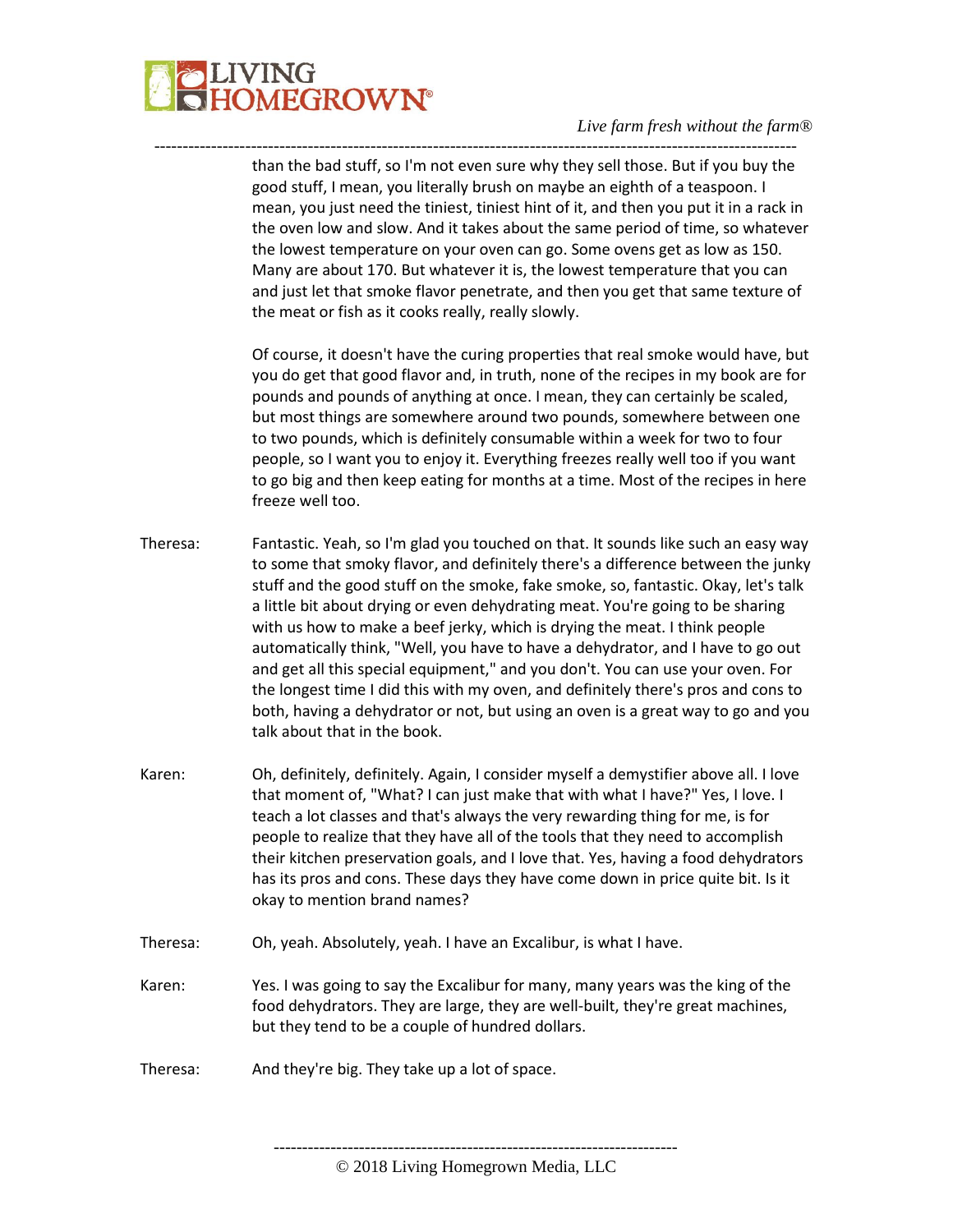than the bad stuff, so I'm not even sure why they sell those. But if you buy the good stuff, I mean, you literally brush on maybe an eighth of a teaspoon. I mean, you just need the tiniest, tiniest hint of it, and then you put it in a rack in the oven low and slow. And it takes about the same period of time, so whatever the lowest temperature on your oven can go. Some ovens get as low as 150. Many are about 170. But whatever it is, the lowest temperature that you can and just let that smoke flavor penetrate, and then you get that same texture of the meat or fish as it cooks really, really slowly.

Of course, it doesn't have the curing properties that real smoke would have, but you do get that good flavor and, in truth, none of the recipes in my book are for pounds and pounds of anything at once. I mean, they can certainly be scaled, but most things are somewhere around two pounds, somewhere between one to two pounds, which is definitely consumable within a week for two to four people, so I want you to enjoy it. Everything freezes really well too if you want to go big and then keep eating for months at a time. Most of the recipes in here freeze well too.

Theresa: Fantastic. Yeah, so I'm glad you touched on that. It sounds like such an easy way to some that smoky flavor, and definitely there's a difference between the junky stuff and the good stuff on the smoke, fake smoke, so, fantastic. Okay, let's talk a little bit about drying or even dehydrating meat. You're going to be sharing with us how to make a beef jerky, which is drying the meat. I think people automatically think, "Well, you have to have a dehydrator, and I have to go out and get all this special equipment," and you don't. You can use your oven. For the longest time I did this with my oven, and definitely there's pros and cons to both, having a dehydrator or not, but using an oven is a great way to go and you talk about that in the book.

Karen: Oh, definitely, definitely. Again, I consider myself a demystifier above all. I love that moment of, "What? I can just make that with what I have?" Yes, I love. I teach a lot classes and that's always the very rewarding thing for me, is for people to realize that they have all of the tools that they need to accomplish their kitchen preservation goals, and I love that. Yes, having a food dehydrators has its pros and cons. These days they have come down in price quite bit. Is it okay to mention brand names?

Theresa: Oh, yeah. Absolutely, yeah. I have an Excalibur, is what I have.

Karen: Yes. I was going to say the Excalibur for many, many years was the king of the food dehydrators. They are large, they are well-built, they're great machines, but they tend to be a couple of hundred dollars.

Theresa: And they're big. They take up a lot of space.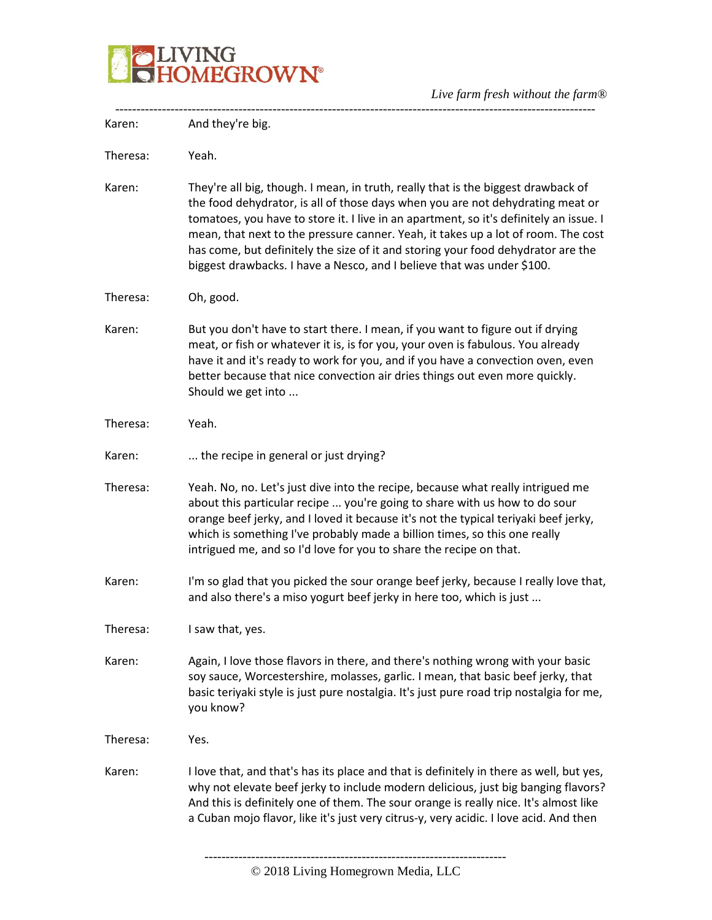Karen: And they're big.

Theresa: Yeah.

Karen: They're all big, though. I mean, in truth, really that is the biggest drawback of the food dehydrator, is all of those days when you are not dehydrating meat or tomatoes, you have to store it. I live in an apartment, so it's definitely an issue. I mean, that next to the pressure canner. Yeah, it takes up a lot of room. The cost has come, but definitely the size of it and storing your food dehydrator are the biggest drawbacks. I have a Nesco, and I believe that was under $100.

Theresa: Oh, good.

Karen: But you don't have to start there. I mean, if you want to figure out if drying meat, or fish or whatever it is, is for you, your oven is fabulous. You already have it and it's ready to work for you, and if you have a convection oven, even better because that nice convection air dries things out even more quickly. Should we get into ...

Theresa: Yeah.

Karen: ... the recipe in general or just drying?

Theresa: Yeah. No, no. Let's just dive into the recipe, because what really intrigued me about this particular recipe ... you're going to share with us how to do sour orange beef jerky, and I loved it because it's not the typical teriyaki beef jerky, which is something I've probably made a billion times, so this one really intrigued me, and so I'd love for you to share the recipe on that.

Karen: I'm so glad that you picked the sour orange beef jerky, because I really love that, and also there's a miso yogurt beef jerky in here too, which is just ...

Theresa: I saw that, yes.

Karen: Again, I love those flavors in there, and there's nothing wrong with your basic soy sauce, Worcestershire, molasses, garlic. I mean, that basic beef jerky, that basic teriyaki style is just pure nostalgia. It's just pure road trip nostalgia for me, you know?

Theresa: Yes.

Karen: I love that, and that's has its place and that is definitely in there as well, but yes, why not elevate beef jerky to include modern delicious, just big banging flavors? And this is definitely one of them. The sour orange is really nice. It's almost like a Cuban mojo flavor, like it's just very citrus-y, very acidic. I love acid. And then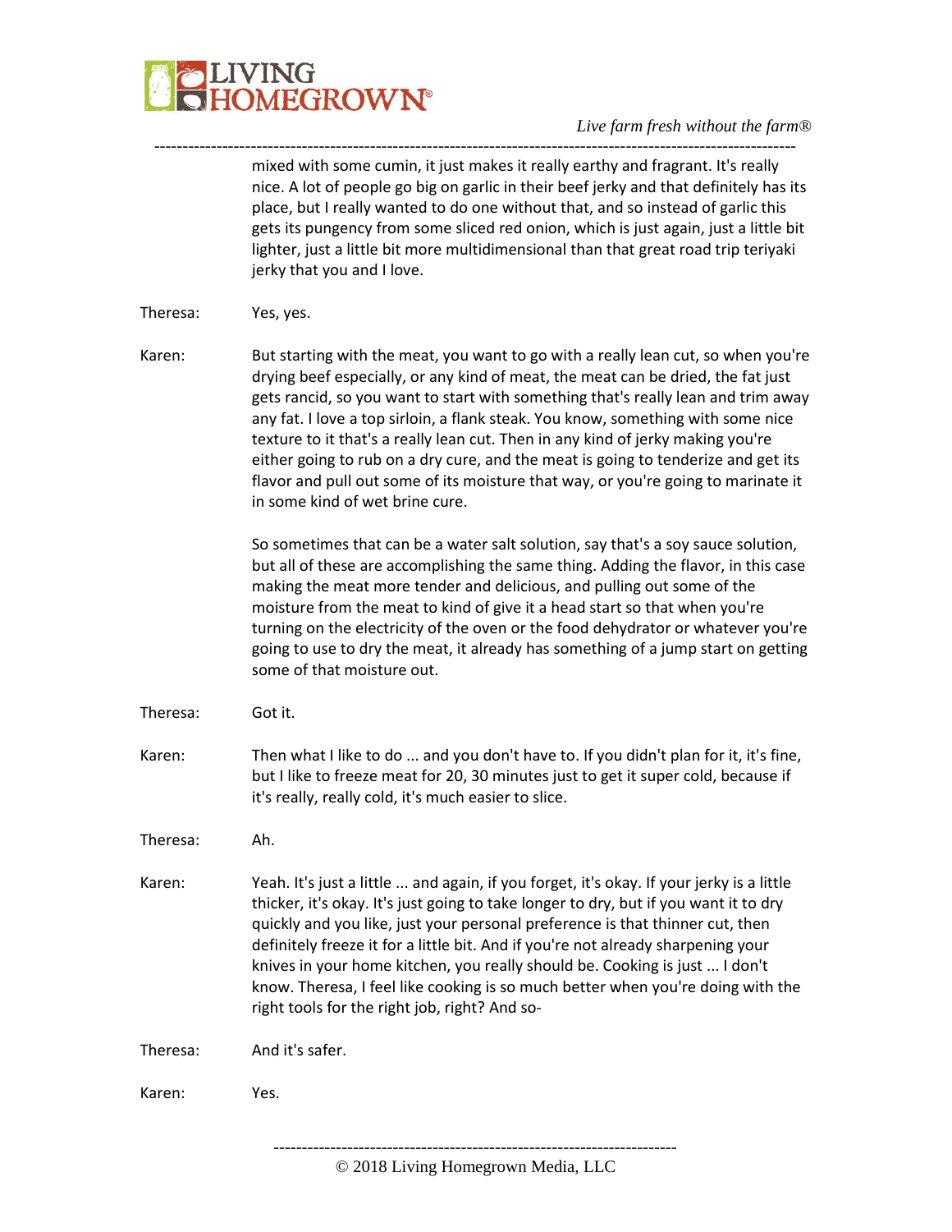mixed with some cumin, it just makes it really earthy and fragrant. It's really nice. A lot of people go big on garlic in their beef jerky and that definitely has its place, but I really wanted to do one without that, and so instead of garlic this gets its pungency from some sliced red onion, which is just again, just a little bit lighter, just a little bit more multidimensional than that great road trip teriyaki jerky that you and I love.

Theresa: Yes, yes.

Karen: But starting with the meat, you want to go with a really lean cut, so when you're drying beef especially, or any kind of meat, the meat can be dried, the fat just gets rancid, so you want to start with something that's really lean and trim away any fat. I love a top sirloin, a flank steak. You know, something with some nice texture to it that's a really lean cut. Then in any kind of jerky making you're either going to rub on a dry cure, and the meat is going to tenderize and get its flavor and pull out some of its moisture that way, or you're going to marinate it in some kind of wet brine cure.

So sometimes that can be a water salt solution, say that's a soy sauce solution, but all of these are accomplishing the same thing. Adding the flavor, in this case making the meat more tender and delicious, and pulling out some of the moisture from the meat to kind of give it a head start so that when you're turning on the electricity of the oven or the food dehydrator or whatever you're going to use to dry the meat, it already has something of a jump start on getting some of that moisture out.

Theresa: Got it.

Karen: Then what I like to do ... and you don't have to. If you didn't plan for it, it's fine, but I like to freeze meat for 20, 30 minutes just to get it super cold, because if it's really, really cold, it's much easier to slice.

Theresa: Ah.

Karen: Yeah. It's just a little ... and again, if you forget, it's okay. If your jerky is a little thicker, it's okay. It's just going to take longer to dry, but if you want it to dry quickly and you like, just your personal preference is that thinner cut, then definitely freeze it for a little bit. And if you're not already sharpening your knives in your home kitchen, you really should be. Cooking is just ... I don't know. Theresa, I feel like cooking is so much better when you're doing with the right tools for the right job, right? And so-

Theresa: And it's safer.

Karen: Yes.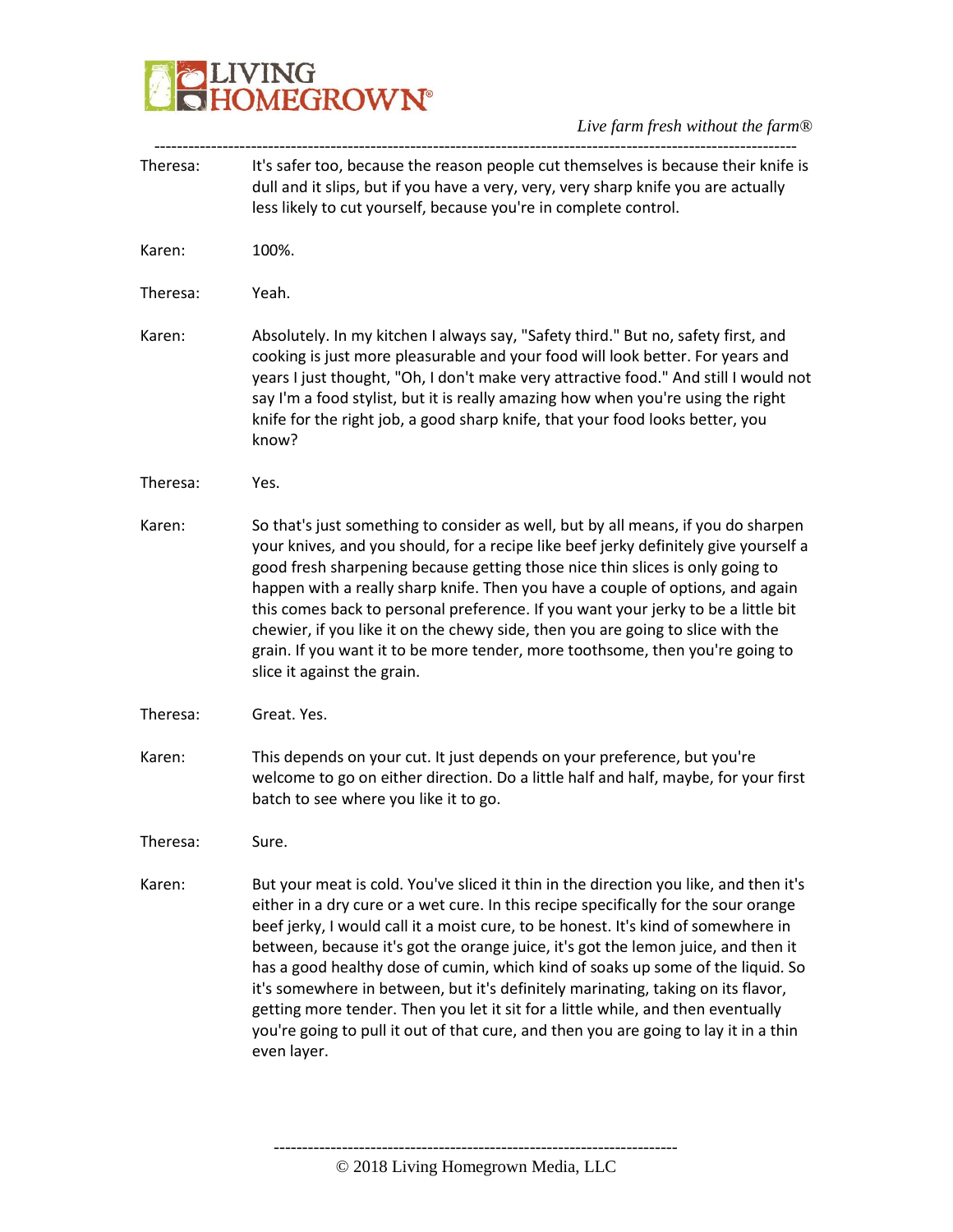Theresa: It's safer too, because the reason people cut themselves is because their knife is dull and it slips, but if you have a very, very, very sharp knife you are actually less likely to cut yourself, because you're in complete control.

Karen: 100%.

Theresa: Yeah.

Karen: Absolutely. In my kitchen I always say, "Safety third." But no, safety first, and cooking is just more pleasurable and your food will look better. For years and years I just thought, "Oh, I don't make very attractive food." And still I would not say I'm a food stylist, but it is really amazing how when you're using the right knife for the right job, a good sharp knife, that your food looks better, you know?

Theresa: Yes.

Karen: So that's just something to consider as well, but by all means, if you do sharpen your knives, and you should, for a recipe like beef jerky definitely give yourself a good fresh sharpening because getting those nice thin slices is only going to happen with a really sharp knife. Then you have a couple of options, and again this comes back to personal preference. If you want your jerky to be a little bit chewier, if you like it on the chewy side, then you are going to slice with the grain. If you want it to be more tender, more toothsome, then you're going to slice it against the grain.

Theresa: Great. Yes.

Karen: This depends on your cut. It just depends on your preference, but you're welcome to go on either direction. Do a little half and half, maybe, for your first batch to see where you like it to go.

Theresa: Sure.

Karen: But your meat is cold. You've sliced it thin in the direction you like, and then it's either in a dry cure or a wet cure. In this recipe specifically for the sour orange beef jerky, I would call it a moist cure, to be honest. It's kind of somewhere in between, because it's got the orange juice, it's got the lemon juice, and then it has a good healthy dose of cumin, which kind of soaks up some of the liquid. So it's somewhere in between, but it's definitely marinating, taking on its flavor, getting more tender. Then you let it sit for a little while, and then eventually you're going to pull it out of that cure, and then you are going to lay it in a thin even layer.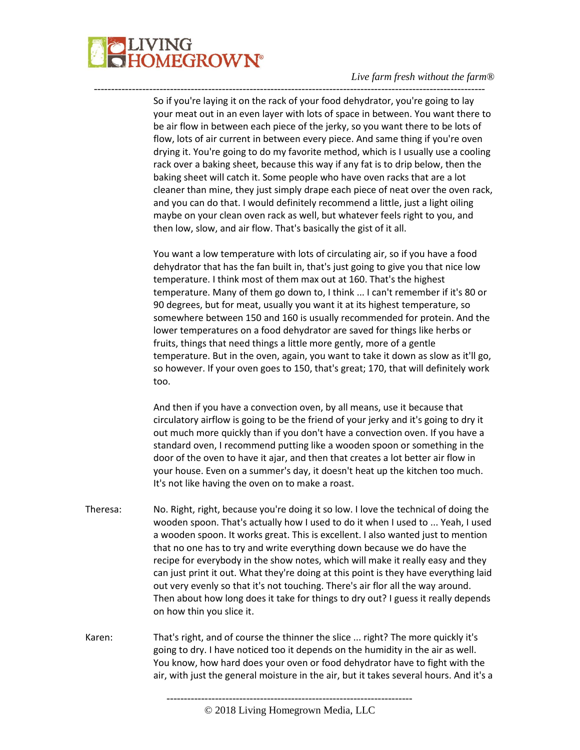So if you're laying it on the rack of your food dehydrator, you're going to lay your meat out in an even layer with lots of space in between. You want there to be air flow in between each piece of the jerky, so you want there to be lots of flow, lots of air current in between every piece. And same thing if you're oven drying it. You're going to do my favorite method, which is I usually use a cooling rack over a baking sheet, because this way if any fat is to drip below, then the baking sheet will catch it. Some people who have oven racks that are a lot cleaner than mine, they just simply drape each piece of neat over the oven rack, and you can do that. I would definitely recommend a little, just a light oiling maybe on your clean oven rack as well, but whatever feels right to you, and then low, slow, and air flow. That's basically the gist of it all.

You want a low temperature with lots of circulating air, so if you have a food dehydrator that has the fan built in, that's just going to give you that nice low temperature. I think most of them max out at 160. That's the highest temperature. Many of them go down to, I think ... I can't remember if it's 80 or 90 degrees, but for meat, usually you want it at its highest temperature, so somewhere between 150 and 160 is usually recommended for protein. And the lower temperatures on a food dehydrator are saved for things like herbs or fruits, things that need things a little more gently, more of a gentle temperature. But in the oven, again, you want to take it down as slow as it'll go, so however. If your oven goes to 150, that's great; 170, that will definitely work too.

And then if you have a convection oven, by all means, use it because that circulatory airflow is going to be the friend of your jerky and it's going to dry it out much more quickly than if you don't have a convection oven. If you have a standard oven, I recommend putting like a wooden spoon or something in the door of the oven to have it ajar, and then that creates a lot better air flow in your house. Even on a summer's day, it doesn't heat up the kitchen too much. It's not like having the oven on to make a roast.

Theresa: No. Right, right, because you're doing it so low. I love the technical of doing the wooden spoon. That's actually how I used to do it when I used to ... Yeah, I used a wooden spoon. It works great. This is excellent. I also wanted just to mention that no one has to try and write everything down because we do have the recipe for everybody in the show notes, which will make it really easy and they can just print it out. What they're doing at this point is they have everything laid out very evenly so that it's not touching. There's air flor all the way around. Then about how long does it take for things to dry out? I guess it really depends on how thin you slice it.

Karen: That's right, and of course the thinner the slice ... right? The more quickly it's going to dry. I have noticed too it depends on the humidity in the air as well. You know, how hard does your oven or food dehydrator have to fight with the air, with just the general moisture in the air, but it takes several hours. And it's a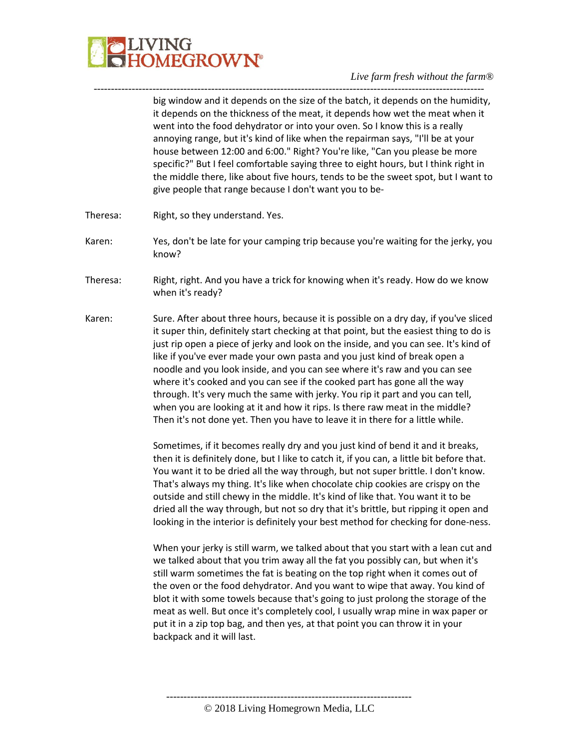big window and it depends on the size of the batch, it depends on the humidity, it depends on the thickness of the meat, it depends how wet the meat when it went into the food dehydrator or into your oven. So I know this is a really annoying range, but it's kind of like when the repairman says, "I'll be at your house between 12:00 and 6:00." Right? You're like, "Can you please be more specific?" But I feel comfortable saying three to eight hours, but I think right in the middle there, like about five hours, tends to be the sweet spot, but I want to give people that range because I don't want you to be-

Theresa: Right, so they understand. Yes.

Karen: Yes, don't be late for your camping trip because you're waiting for the jerky, you know?

Theresa: Right, right. And you have a trick for knowing when it's ready. How do we know when it's ready?

Karen: Sure. After about three hours, because it is possible on a dry day, if you've sliced it super thin, definitely start checking at that point, but the easiest thing to do is just rip open a piece of jerky and look on the inside, and you can see. It's kind of like if you've ever made your own pasta and you just kind of break open a noodle and you look inside, and you can see where it's raw and you can see where it's cooked and you can see if the cooked part has gone all the way through. It's very much the same with jerky. You rip it part and you can tell, when you are looking at it and how it rips. Is there raw meat in the middle? Then it's not done yet. Then you have to leave it in there for a little while.

Sometimes, if it becomes really dry and you just kind of bend it and it breaks, then it is definitely done, but I like to catch it, if you can, a little bit before that. You want it to be dried all the way through, but not super brittle. I don't know. That's always my thing. It's like when chocolate chip cookies are crispy on the outside and still chewy in the middle. It's kind of like that. You want it to be dried all the way through, but not so dry that it's brittle, but ripping it open and looking in the interior is definitely your best method for checking for done-ness.

When your jerky is still warm, we talked about that you start with a lean cut and we talked about that you trim away all the fat you possibly can, but when it's still warm sometimes the fat is beating on the top right when it comes out of the oven or the food dehydrator. And you want to wipe that away. You kind of blot it with some towels because that's going to just prolong the storage of the meat as well. But once it's completely cool, I usually wrap mine in wax paper or put it in a zip top bag, and then yes, at that point you can throw it in your backpack and it will last.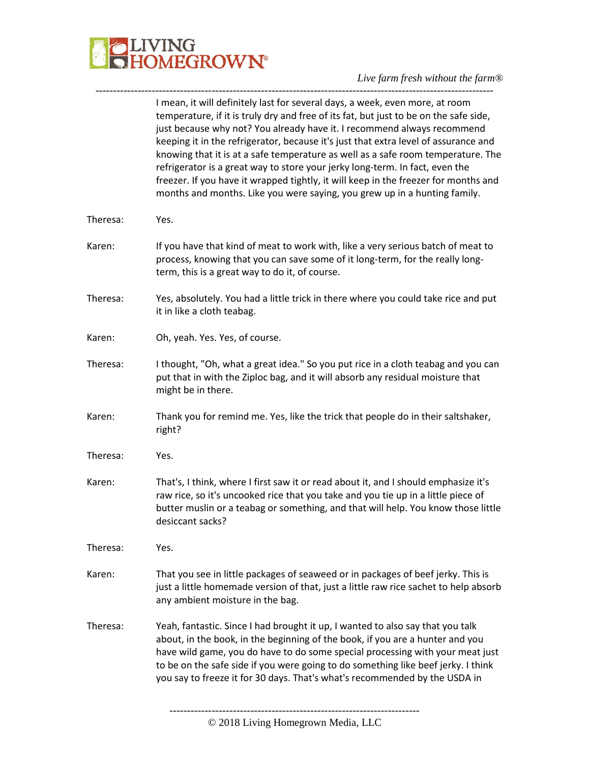I mean, it will definitely last for several days, a week, even more, at room temperature, if it is truly dry and free of its fat, but just to be on the safe side, just because why not? You already have it. I recommend always recommend keeping it in the refrigerator, because it's just that extra level of assurance and knowing that it is at a safe temperature as well as a safe room temperature. The refrigerator is a great way to store your jerky long-term. In fact, even the freezer. If you have it wrapped tightly, it will keep in the freezer for months and months and months. Like you were saying, you grew up in a hunting family.

Theresa: Yes.

Karen: If you have that kind of meat to work with, like a very serious batch of meat to process, knowing that you can save some of it long-term, for the really long-term, this is a great way to do it, of course.

Theresa: Yes, absolutely. You had a little trick in there where you could take rice and put it in like a cloth teabag.

Karen: Oh, yeah. Yes. Yes, of course.

Theresa: I thought, "Oh, what a great idea." So you put rice in a cloth teabag and you can put that in with the Ziploc bag, and it will absorb any residual moisture that might be in there.

Karen: Thank you for remind me. Yes, like the trick that people do in their saltshaker, right?

Theresa: Yes.

Karen: That's, I think, where I first saw it or read about it, and I should emphasize it's raw rice, so it's uncooked rice that you take and you tie up in a little piece of butter muslin or a teabag or something, and that will help. You know those little desiccant sacks?

Theresa: Yes.

Karen: That you see in little packages of seaweed or in packages of beef jerky. This is just a little homemade version of that, just a little raw rice sachet to help absorb any ambient moisture in the bag.

Theresa: Yeah, fantastic. Since I had brought it up, I wanted to also say that you talk about, in the book, in the beginning of the book, if you are a hunter and you have wild game, you do have to do some special processing with your meat just to be on the safe side if you were going to do something like beef jerky. I think you say to freeze it for 30 days. That's what's recommended by the USDA in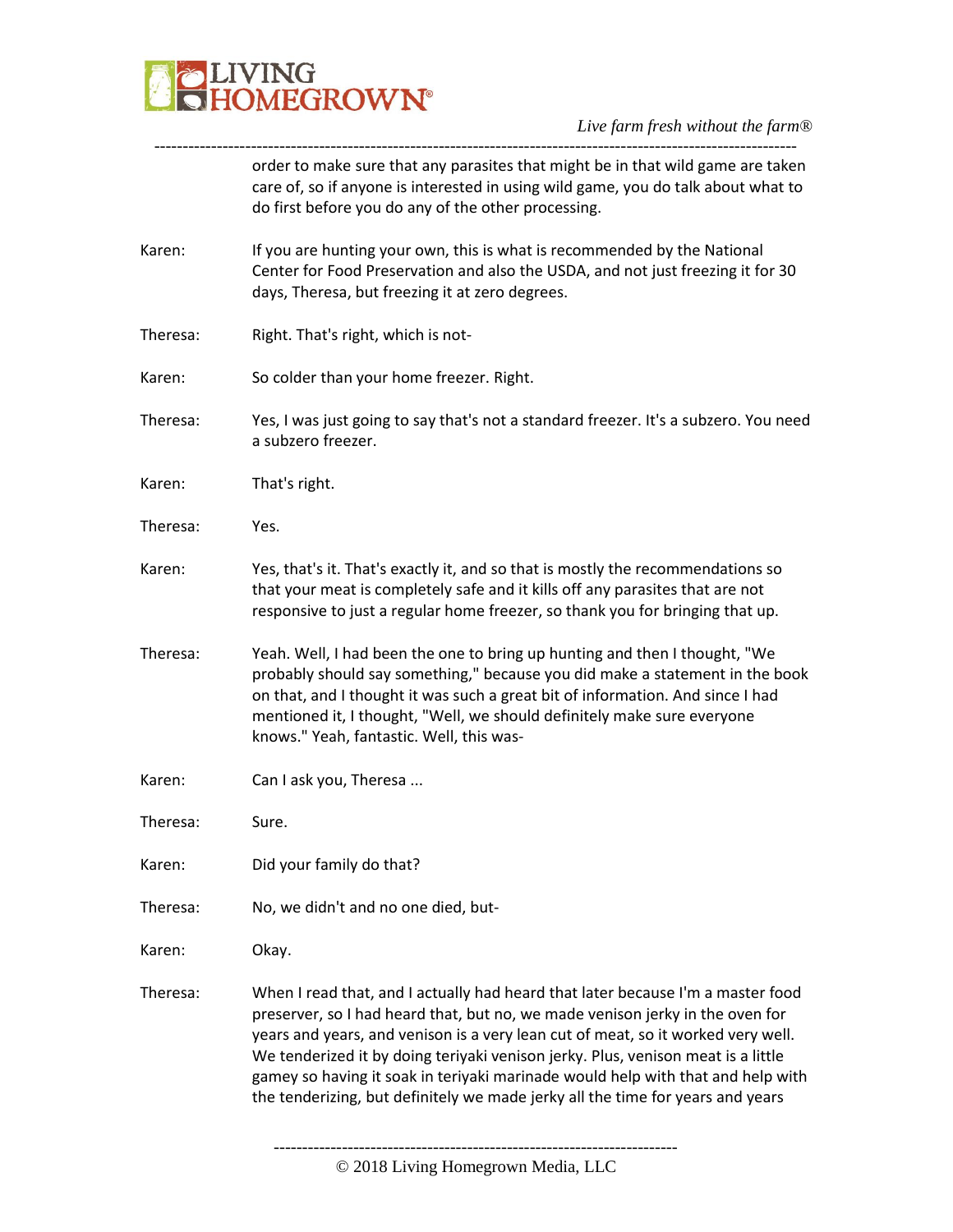order to make sure that any parasites that might be in that wild game are taken care of, so if anyone is interested in using wild game, you do talk about what to do first before you do any of the other processing.

Karen: If you are hunting your own, this is what is recommended by the National Center for Food Preservation and also the USDA, and not just freezing it for 30 days, Theresa, but freezing it at zero degrees.

Theresa: Right. That's right, which is not-

Karen: So colder than your home freezer. Right.

Theresa: Yes, I was just going to say that's not a standard freezer. It's a subzero. You need a subzero freezer.

Karen: That's right.

Theresa: Yes.

Karen: Yes, that's it. That's exactly it, and so that is mostly the recommendations so that your meat is completely safe and it kills off any parasites that are not responsive to just a regular home freezer, so thank you for bringing that up.

Theresa: Yeah. Well, I had been the one to bring up hunting and then I thought, "We probably should say something," because you did make a statement in the book on that, and I thought it was such a great bit of information. And since I had mentioned it, I thought, "Well, we should definitely make sure everyone knows." Yeah, fantastic. Well, this was-

Karen: Can I ask you, Theresa ...

Theresa: Sure.

Karen: Did your family do that?

Theresa: No, we didn't and no one died, but-

Karen: Okay.

Theresa: When I read that, and I actually had heard that later because I'm a master food preserver, so I had heard that, but no, we made venison jerky in the oven for years and years, and venison is a very lean cut of meat, so it worked very well. We tenderized it by doing teriyaki venison jerky. Plus, venison meat is a little gamey so having it soak in teriyaki marinade would help with that and help with the tenderizing, but definitely we made jerky all the time for years and years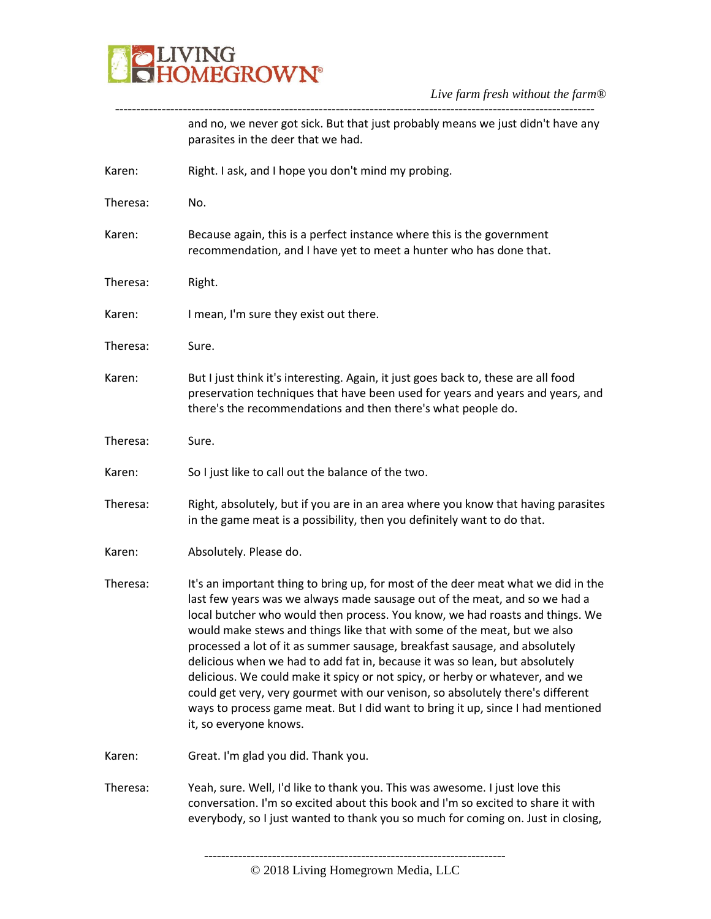and no, we never got sick. But that just probably means we just didn't have any parasites in the deer that we had.

Karen: Right. I ask, and I hope you don't mind my probing.

Theresa: No.

Karen: Because again, this is a perfect instance where this is the government recommendation, and I have yet to meet a hunter who has done that.

Theresa: Right.

Karen: I mean, I'm sure they exist out there.

Theresa: Sure.

Karen: But I just think it's interesting. Again, it just goes back to, these are all food preservation techniques that have been used for years and years and years, and there's the recommendations and then there's what people do.

Theresa: Sure.

Karen: So I just like to call out the balance of the two.

Theresa: Right, absolutely, but if you are in an area where you know that having parasites in the game meat is a possibility, then you definitely want to do that.

Karen: Absolutely. Please do.

Theresa: It's an important thing to bring up, for most of the deer meat what we did in the last few years was we always made sausage out of the meat, and so we had a local butcher who would then process. You know, we had roasts and things. We would make stews and things like that with some of the meat, but we also processed a lot of it as summer sausage, breakfast sausage, and absolutely delicious when we had to add fat in, because it was so lean, but absolutely delicious. We could make it spicy or not spicy, or herby or whatever, and we could get very, very gourmet with our venison, so absolutely there's different ways to process game meat. But I did want to bring it up, since I had mentioned it, so everyone knows.

Karen: Great. I'm glad you did. Thank you.

Theresa: Yeah, sure. Well, I'd like to thank you. This was awesome. I just love this conversation. I'm so excited about this book and I'm so excited to share it with everybody, so I just wanted to thank you so much for coming on. Just in closing,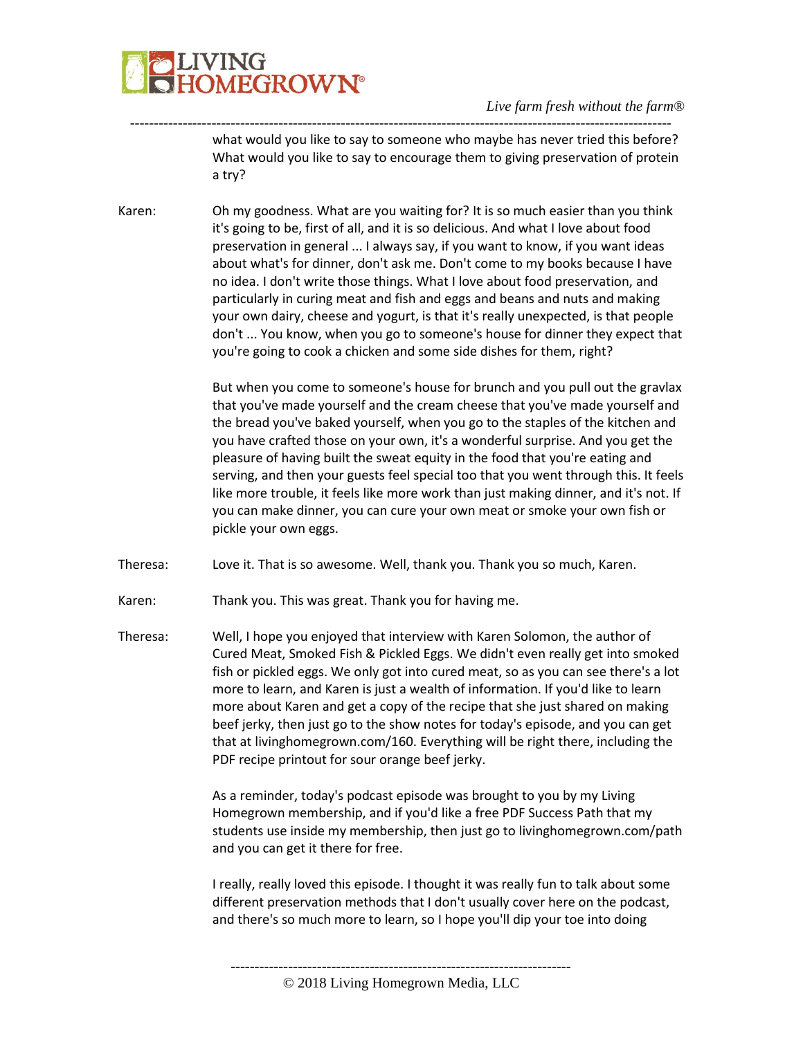what would you like to say to someone who maybe has never tried this before? What would you like to say to encourage them to giving preservation of protein a try?

Karen: Oh my goodness. What are you waiting for? It is so much easier than you think it's going to be, first of all, and it is so delicious. And what I love about food preservation in general ... I always say, if you want to know, if you want ideas about what's for dinner, don't ask me. Don't come to my books because I have no idea. I don't write those things. What I love about food preservation, and particularly in curing meat and fish and eggs and beans and nuts and making your own dairy, cheese and yogurt, is that it's really unexpected, is that people don't ... You know, when you go to someone's house for dinner they expect that you're going to cook a chicken and some side dishes for them, right?

But when you come to someone's house for brunch and you pull out the gravlax that you've made yourself and the cream cheese that you've made yourself and the bread you've baked yourself, when you go to the staples of the kitchen and you have crafted those on your own, it's a wonderful surprise. And you get the pleasure of having built the sweat equity in the food that you're eating and serving, and then your guests feel special too that you went through this. It feels like more trouble, it feels like more work than just making dinner, and it's not. If you can make dinner, you can cure your own meat or smoke your own fish or pickle your own eggs.

Theresa: Love it. That is so awesome. Well, thank you. Thank you so much, Karen.

Karen: Thank you. This was great. Thank you for having me.

Theresa: Well, I hope you enjoyed that interview with Karen Solomon, the author of Cured Meat, Smoked Fish & Pickled Eggs. We didn't even really get into smoked fish or pickled eggs. We only got into cured meat, so as you can see there's a lot more to learn, and Karen is just a wealth of information. If you'd like to learn more about Karen and get a copy of the recipe that she just shared on making beef jerky, then just go to the show notes for today's episode, and you can get that at livinghomegrown.com/160. Everything will be right there, including the PDF recipe printout for sour orange beef jerky.

As a reminder, today's podcast episode was brought to you by my Living Homegrown membership, and if you'd like a free PDF Success Path that my students use inside my membership, then just go to livinghomegrown.com/path and you can get it there for free.

I really, really loved this episode. I thought it was really fun to talk about some different preservation methods that I don't usually cover here on the podcast, and there's so much more to learn, so I hope you'll dip your toe into doing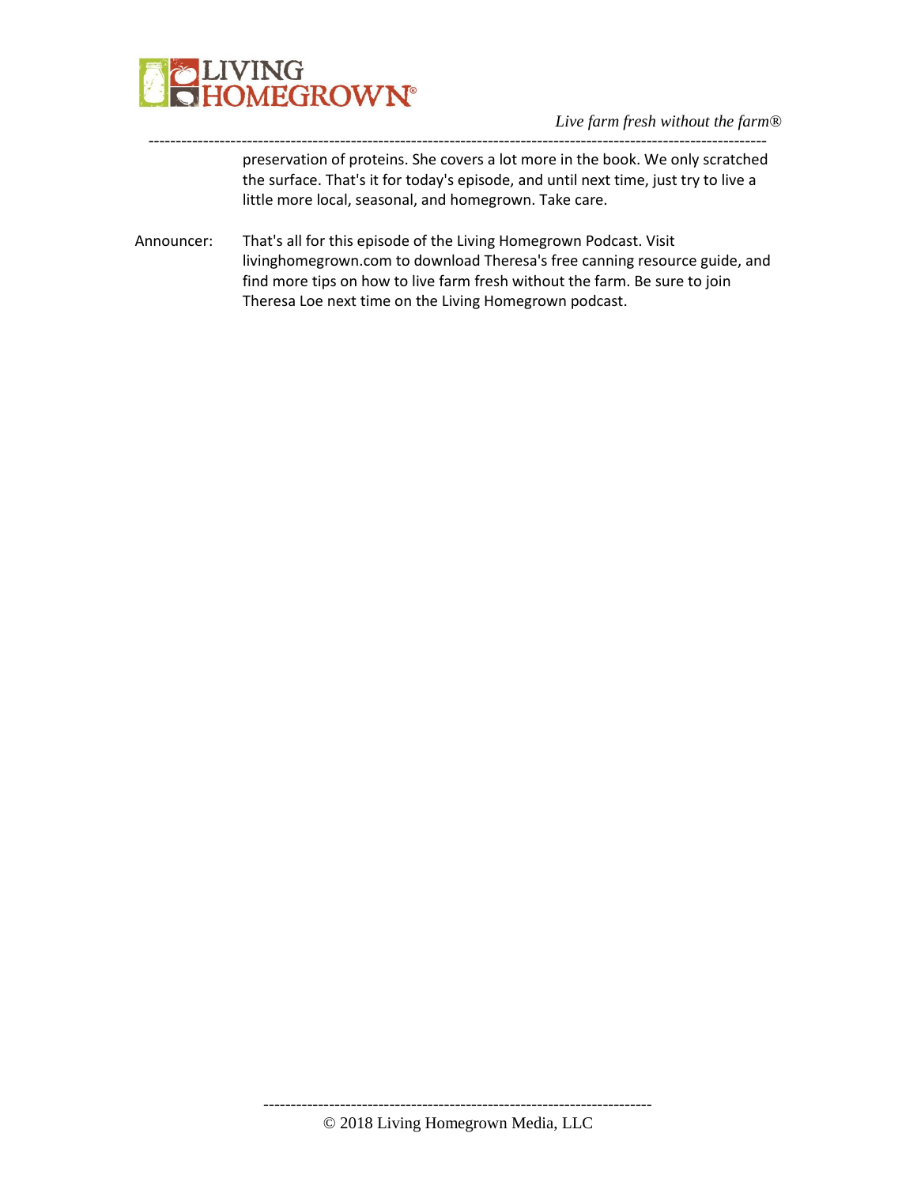preservation of proteins. She covers a lot more in the book. We only scratched the surface. That's it for today's episode, and until next time, just try to live a little more local, seasonal, and homegrown. Take care.

Announcer: That's all for this episode of the Living Homegrown Podcast. Visit livinghomegrown.com to download Theresa's free canning resource guide, and find more tips on how to live farm fresh without the farm. Be sure to join Theresa Loe next time on the Living Homegrown podcast.